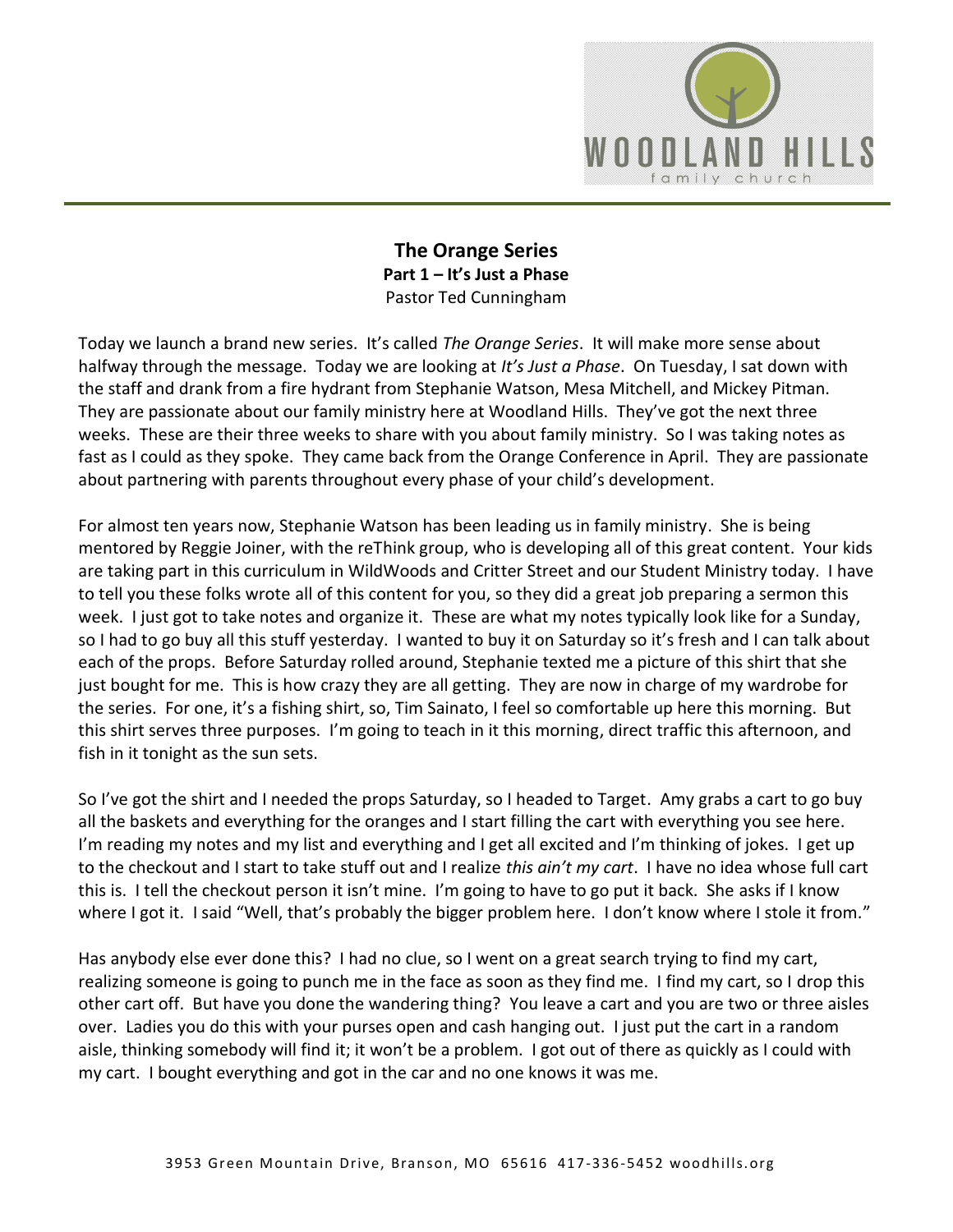**The Orange Series**
**Part 1 – It's Just a Phase**
Pastor Ted Cunningham

Today we launch a brand new series. It's called *The Orange Series*. It will make more sense about halfway through the message. Today we are looking at *It's Just a Phase*. On Tuesday, I sat down with the staff and drank from a fire hydrant from Stephanie Watson, Mesa Mitchell, and Mickey Pitman. They are passionate about our family ministry here at Woodland Hills. They've got the next three weeks. These are their three weeks to share with you about family ministry. So I was taking notes as fast as I could as they spoke. They came back from the Orange Conference in April. They are passionate about partnering with parents throughout every phase of your child's development.

For almost ten years now, Stephanie Watson has been leading us in family ministry. She is being mentored by Reggie Joiner, with the reThink group, who is developing all of this great content. Your kids are taking part in this curriculum in WildWoods and Critter Street and our Student Ministry today. I have to tell you these folks wrote all of this content for you, so they did a great job preparing a sermon this week. I just got to take notes and organize it. These are what my notes typically look like for a Sunday, so I had to go buy all this stuff yesterday. I wanted to buy it on Saturday so it's fresh and I can talk about each of the props. Before Saturday rolled around, Stephanie texted me a picture of this shirt that she just bought for me. This is how crazy they are all getting. They are now in charge of my wardrobe for the series. For one, it's a fishing shirt, so, Tim Sainato, I feel so comfortable up here this morning. But this shirt serves three purposes. I'm going to teach in it this morning, direct traffic this afternoon, and fish in it tonight as the sun sets.

So I've got the shirt and I needed the props Saturday, so I headed to Target. Amy grabs a cart to go buy all the baskets and everything for the oranges and I start filling the cart with everything you see here. I'm reading my notes and my list and everything and I get all excited and I'm thinking of jokes. I get up to the checkout and I start to take stuff out and I realize *this ain't my cart*. I have no idea whose full cart this is. I tell the checkout person it isn't mine. I'm going to have to go put it back. She asks if I know where I got it. I said "Well, that's probably the bigger problem here. I don't know where I stole it from."

Has anybody else ever done this? I had no clue, so I went on a great search trying to find my cart, realizing someone is going to punch me in the face as soon as they find me. I find my cart, so I drop this other cart off. But have you done the wandering thing? You leave a cart and you are two or three aisles over. Ladies you do this with your purses open and cash hanging out. I just put the cart in a random aisle, thinking somebody will find it; it won't be a problem. I got out of there as quickly as I could with my cart. I bought everything and got in the car and no one knows it was me.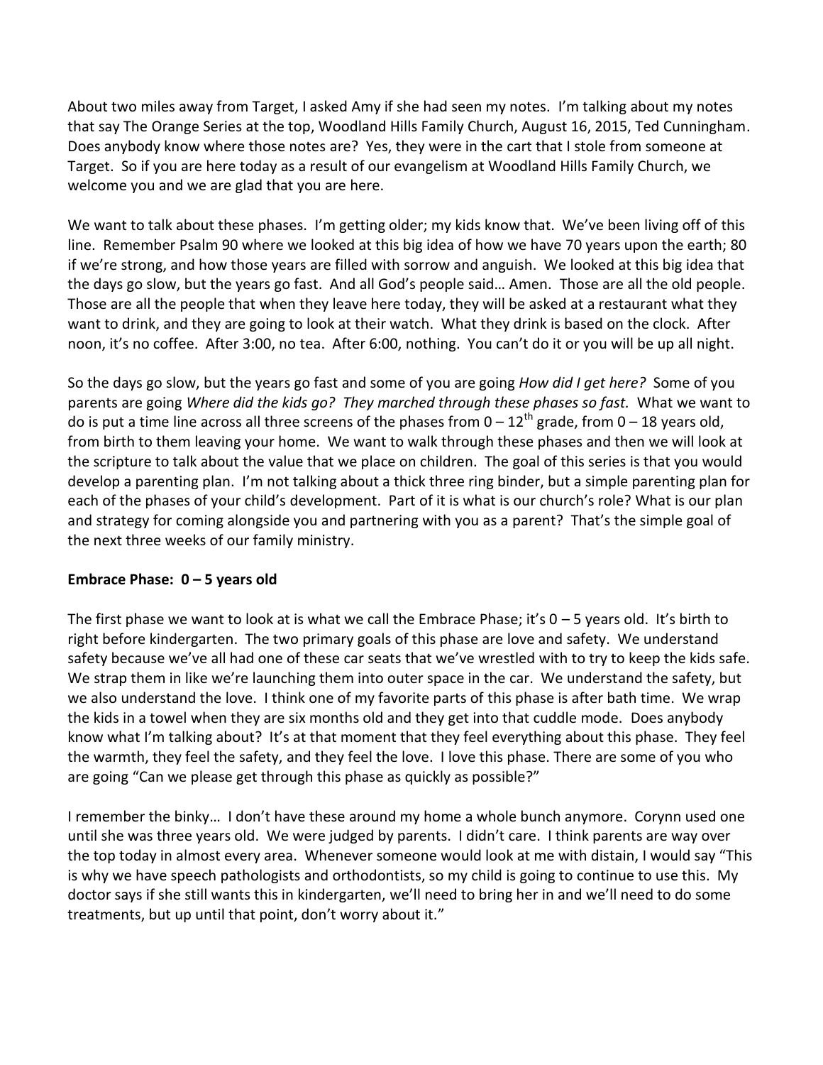About two miles away from Target, I asked Amy if she had seen my notes. I'm talking about my notes that say The Orange Series at the top, Woodland Hills Family Church, August 16, 2015, Ted Cunningham. Does anybody know where those notes are? Yes, they were in the cart that I stole from someone at Target. So if you are here today as a result of our evangelism at Woodland Hills Family Church, we welcome you and we are glad that you are here.

We want to talk about these phases. I'm getting older; my kids know that. We've been living off of this line. Remember Psalm 90 where we looked at this big idea of how we have 70 years upon the earth; 80 if we're strong, and how those years are filled with sorrow and anguish. We looked at this big idea that the days go slow, but the years go fast. And all God's people said… Amen. Those are all the old people. Those are all the people that when they leave here today, they will be asked at a restaurant what they want to drink, and they are going to look at their watch. What they drink is based on the clock. After noon, it's no coffee. After 3:00, no tea. After 6:00, nothing. You can't do it or you will be up all night.

So the days go slow, but the years go fast and some of you are going *How did I get here?* Some of you parents are going *Where did the kids go? They marched through these phases so fast.* What we want to do is put a time line across all three screens of the phases from 0 – 12th grade, from 0 – 18 years old, from birth to them leaving your home. We want to walk through these phases and then we will look at the scripture to talk about the value that we place on children. The goal of this series is that you would develop a parenting plan. I'm not talking about a thick three ring binder, but a simple parenting plan for each of the phases of your child's development. Part of it is what is our church's role? What is our plan and strategy for coming alongside you and partnering with you as a parent? That's the simple goal of the next three weeks of our family ministry.

**Embrace Phase: 0 – 5 years old**

The first phase we want to look at is what we call the Embrace Phase; it's 0 – 5 years old. It's birth to right before kindergarten. The two primary goals of this phase are love and safety. We understand safety because we've all had one of these car seats that we've wrestled with to try to keep the kids safe. We strap them in like we're launching them into outer space in the car. We understand the safety, but we also understand the love. I think one of my favorite parts of this phase is after bath time. We wrap the kids in a towel when they are six months old and they get into that cuddle mode. Does anybody know what I'm talking about? It's at that moment that they feel everything about this phase. They feel the warmth, they feel the safety, and they feel the love. I love this phase. There are some of you who are going "Can we please get through this phase as quickly as possible?"

I remember the binky… I don't have these around my home a whole bunch anymore. Corynn used one until she was three years old. We were judged by parents. I didn't care. I think parents are way over the top today in almost every area. Whenever someone would look at me with distain, I would say "This is why we have speech pathologists and orthodontists, so my child is going to continue to use this. My doctor says if she still wants this in kindergarten, we'll need to bring her in and we'll need to do some treatments, but up until that point, don't worry about it."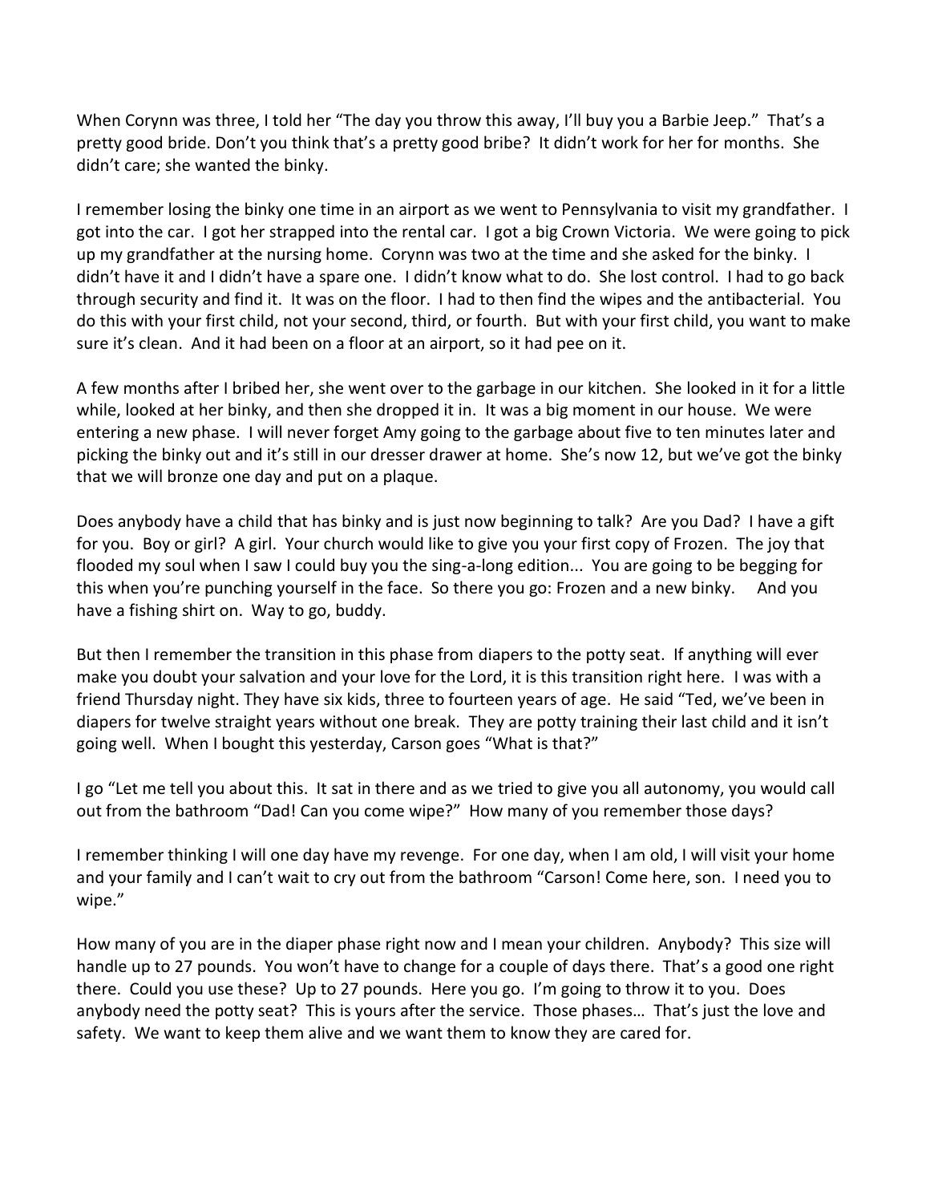When Corynn was three, I told her "The day you throw this away, I'll buy you a Barbie Jeep." That's a pretty good bride. Don't you think that's a pretty good bribe? It didn't work for her for months. She didn't care; she wanted the binky.

I remember losing the binky one time in an airport as we went to Pennsylvania to visit my grandfather. I got into the car. I got her strapped into the rental car. I got a big Crown Victoria. We were going to pick up my grandfather at the nursing home. Corynn was two at the time and she asked for the binky. I didn't have it and I didn't have a spare one. I didn't know what to do. She lost control. I had to go back through security and find it. It was on the floor. I had to then find the wipes and the antibacterial. You do this with your first child, not your second, third, or fourth. But with your first child, you want to make sure it's clean. And it had been on a floor at an airport, so it had pee on it.

A few months after I bribed her, she went over to the garbage in our kitchen. She looked in it for a little while, looked at her binky, and then she dropped it in. It was a big moment in our house. We were entering a new phase. I will never forget Amy going to the garbage about five to ten minutes later and picking the binky out and it's still in our dresser drawer at home. She's now 12, but we've got the binky that we will bronze one day and put on a plaque.

Does anybody have a child that has binky and is just now beginning to talk? Are you Dad? I have a gift for you. Boy or girl? A girl. Your church would like to give you your first copy of Frozen. The joy that flooded my soul when I saw I could buy you the sing-a-long edition... You are going to be begging for this when you're punching yourself in the face. So there you go: Frozen and a new binky. And you have a fishing shirt on. Way to go, buddy.

But then I remember the transition in this phase from diapers to the potty seat. If anything will ever make you doubt your salvation and your love for the Lord, it is this transition right here. I was with a friend Thursday night. They have six kids, three to fourteen years of age. He said "Ted, we've been in diapers for twelve straight years without one break. They are potty training their last child and it isn't going well. When I bought this yesterday, Carson goes "What is that?"

I go "Let me tell you about this. It sat in there and as we tried to give you all autonomy, you would call out from the bathroom "Dad! Can you come wipe?" How many of you remember those days?

I remember thinking I will one day have my revenge. For one day, when I am old, I will visit your home and your family and I can't wait to cry out from the bathroom "Carson! Come here, son. I need you to wipe."

How many of you are in the diaper phase right now and I mean your children. Anybody? This size will handle up to 27 pounds. You won't have to change for a couple of days there. That's a good one right there. Could you use these? Up to 27 pounds. Here you go. I'm going to throw it to you. Does anybody need the potty seat? This is yours after the service. Those phases… That's just the love and safety. We want to keep them alive and we want them to know they are cared for.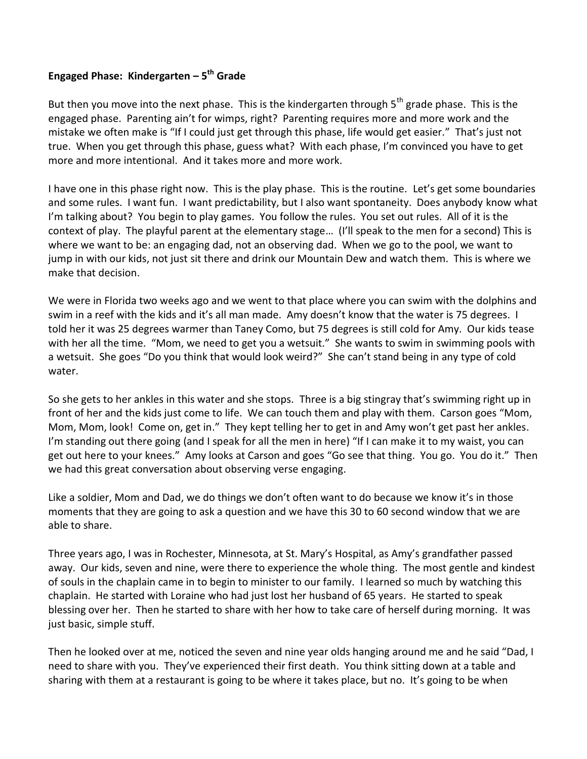**Engaged Phase: Kindergarten – 5th Grade**

But then you move into the next phase. This is the kindergarten through 5th grade phase. This is the engaged phase. Parenting ain't for wimps, right? Parenting requires more and more work and the mistake we often make is "If I could just get through this phase, life would get easier." That's just not true. When you get through this phase, guess what? With each phase, I'm convinced you have to get more and more intentional. And it takes more and more work.

I have one in this phase right now. This is the play phase. This is the routine. Let's get some boundaries and some rules. I want fun. I want predictability, but I also want spontaneity. Does anybody know what I'm talking about? You begin to play games. You follow the rules. You set out rules. All of it is the context of play. The playful parent at the elementary stage… (I'll speak to the men for a second) This is where we want to be: an engaging dad, not an observing dad. When we go to the pool, we want to jump in with our kids, not just sit there and drink our Mountain Dew and watch them. This is where we make that decision.

We were in Florida two weeks ago and we went to that place where you can swim with the dolphins and swim in a reef with the kids and it's all man made. Amy doesn't know that the water is 75 degrees. I told her it was 25 degrees warmer than Taney Como, but 75 degrees is still cold for Amy. Our kids tease with her all the time. "Mom, we need to get you a wetsuit." She wants to swim in swimming pools with a wetsuit. She goes "Do you think that would look weird?" She can't stand being in any type of cold water.

So she gets to her ankles in this water and she stops. Three is a big stingray that's swimming right up in front of her and the kids just come to life. We can touch them and play with them. Carson goes "Mom, Mom, Mom, look! Come on, get in." They kept telling her to get in and Amy won't get past her ankles. I'm standing out there going (and I speak for all the men in here) "If I can make it to my waist, you can get out here to your knees." Amy looks at Carson and goes "Go see that thing. You go. You do it." Then we had this great conversation about observing verse engaging.

Like a soldier, Mom and Dad, we do things we don't often want to do because we know it's in those moments that they are going to ask a question and we have this 30 to 60 second window that we are able to share.

Three years ago, I was in Rochester, Minnesota, at St. Mary's Hospital, as Amy's grandfather passed away. Our kids, seven and nine, were there to experience the whole thing. The most gentle and kindest of souls in the chaplain came in to begin to minister to our family. I learned so much by watching this chaplain. He started with Loraine who had just lost her husband of 65 years. He started to speak blessing over her. Then he started to share with her how to take care of herself during morning. It was just basic, simple stuff.

Then he looked over at me, noticed the seven and nine year olds hanging around me and he said "Dad, I need to share with you. They've experienced their first death. You think sitting down at a table and sharing with them at a restaurant is going to be where it takes place, but no. It's going to be when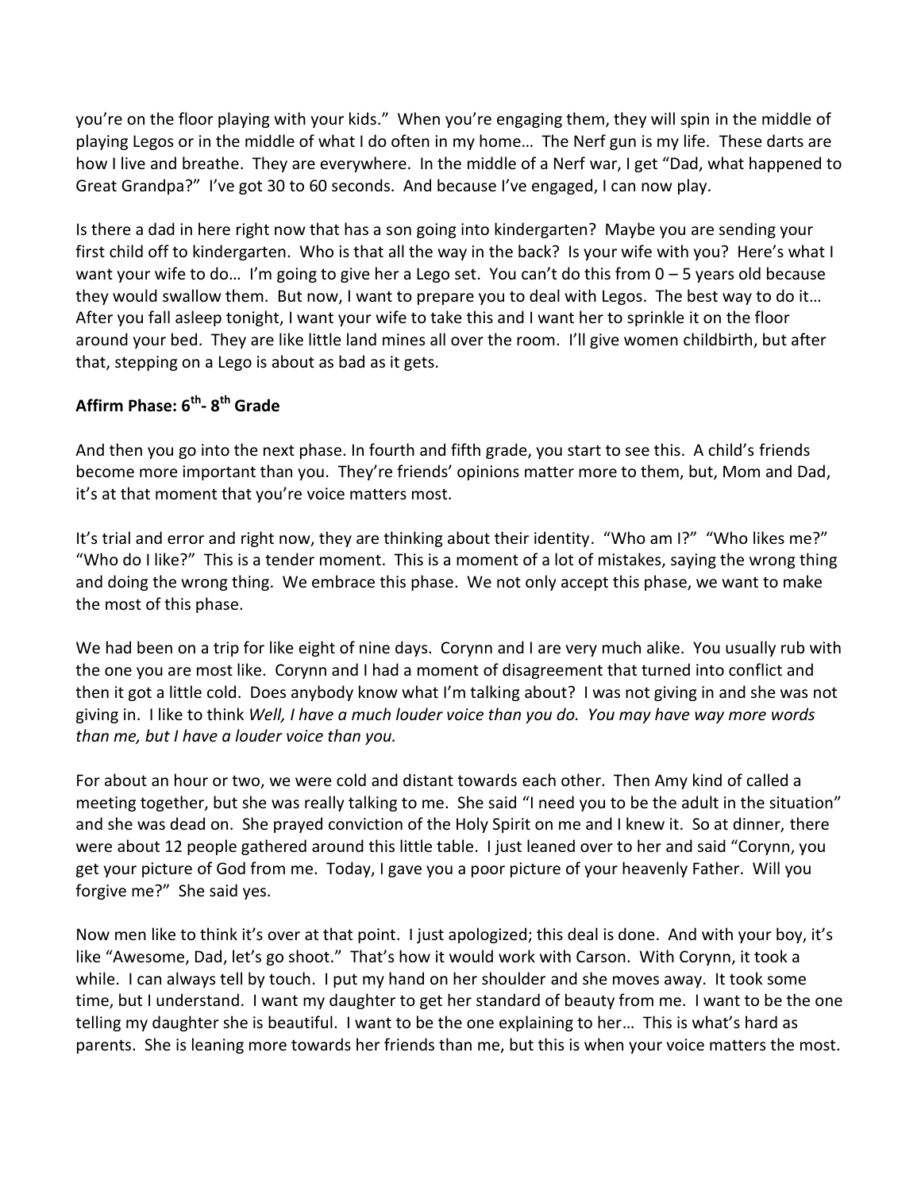you're on the floor playing with your kids." When you're engaging them, they will spin in the middle of playing Legos or in the middle of what I do often in my home… The Nerf gun is my life. These darts are how I live and breathe. They are everywhere. In the middle of a Nerf war, I get "Dad, what happened to Great Grandpa?" I've got 30 to 60 seconds. And because I've engaged, I can now play.

Is there a dad in here right now that has a son going into kindergarten? Maybe you are sending your first child off to kindergarten. Who is that all the way in the back? Is your wife with you? Here's what I want your wife to do… I'm going to give her a Lego set. You can't do this from 0 – 5 years old because they would swallow them. But now, I want to prepare you to deal with Legos. The best way to do it… After you fall asleep tonight, I want your wife to take this and I want her to sprinkle it on the floor around your bed. They are like little land mines all over the room. I'll give women childbirth, but after that, stepping on a Lego is about as bad as it gets.

**Affirm Phase: 6th- 8th Grade**

And then you go into the next phase. In fourth and fifth grade, you start to see this. A child's friends become more important than you. They're friends' opinions matter more to them, but, Mom and Dad, it's at that moment that you're voice matters most.

It's trial and error and right now, they are thinking about their identity. "Who am I?" "Who likes me?" "Who do I like?" This is a tender moment. This is a moment of a lot of mistakes, saying the wrong thing and doing the wrong thing. We embrace this phase. We not only accept this phase, we want to make the most of this phase.

We had been on a trip for like eight of nine days. Corynn and I are very much alike. You usually rub with the one you are most like. Corynn and I had a moment of disagreement that turned into conflict and then it got a little cold. Does anybody know what I'm talking about? I was not giving in and she was not giving in. I like to think *Well, I have a much louder voice than you do. You may have way more words than me, but I have a louder voice than you.*

For about an hour or two, we were cold and distant towards each other. Then Amy kind of called a meeting together, but she was really talking to me. She said "I need you to be the adult in the situation" and she was dead on. She prayed conviction of the Holy Spirit on me and I knew it. So at dinner, there were about 12 people gathered around this little table. I just leaned over to her and said "Corynn, you get your picture of God from me. Today, I gave you a poor picture of your heavenly Father. Will you forgive me?" She said yes.

Now men like to think it's over at that point. I just apologized; this deal is done. And with your boy, it's like "Awesome, Dad, let's go shoot." That's how it would work with Carson. With Corynn, it took a while. I can always tell by touch. I put my hand on her shoulder and she moves away. It took some time, but I understand. I want my daughter to get her standard of beauty from me. I want to be the one telling my daughter she is beautiful. I want to be the one explaining to her… This is what's hard as parents. She is leaning more towards her friends than me, but this is when your voice matters the most.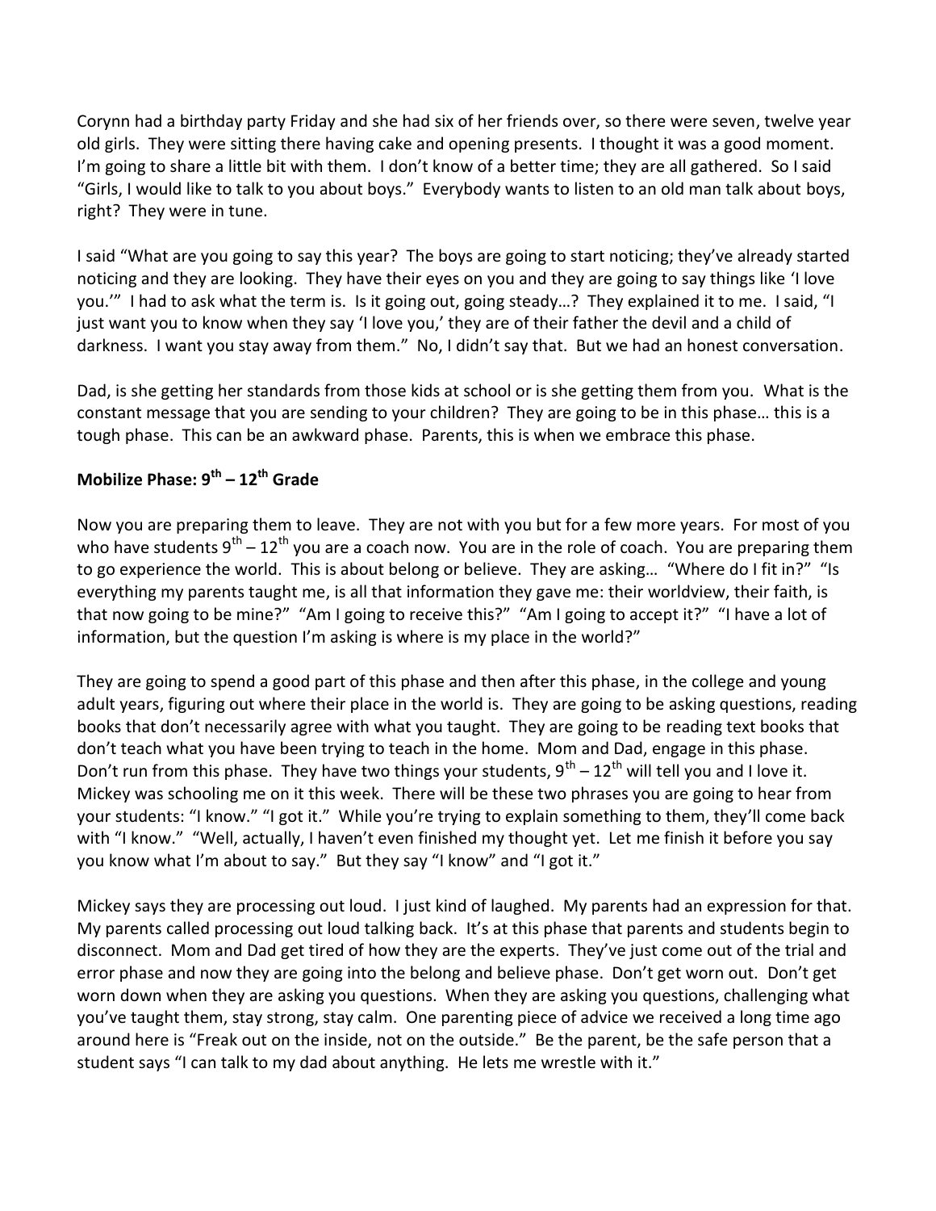Corynn had a birthday party Friday and she had six of her friends over, so there were seven, twelve year old girls. They were sitting there having cake and opening presents. I thought it was a good moment. I'm going to share a little bit with them. I don't know of a better time; they are all gathered. So I said "Girls, I would like to talk to you about boys." Everybody wants to listen to an old man talk about boys, right? They were in tune.

I said "What are you going to say this year? The boys are going to start noticing; they've already started noticing and they are looking. They have their eyes on you and they are going to say things like 'I love you.'" I had to ask what the term is. Is it going out, going steady…? They explained it to me. I said, "I just want you to know when they say 'I love you,' they are of their father the devil and a child of darkness. I want you stay away from them." No, I didn't say that. But we had an honest conversation.

Dad, is she getting her standards from those kids at school or is she getting them from you. What is the constant message that you are sending to your children? They are going to be in this phase… this is a tough phase. This can be an awkward phase. Parents, this is when we embrace this phase.

**Mobilize Phase: 9th – 12th Grade**

Now you are preparing them to leave. They are not with you but for a few more years. For most of you who have students 9th – 12th you are a coach now. You are in the role of coach. You are preparing them to go experience the world. This is about belong or believe. They are asking… "Where do I fit in?" "Is everything my parents taught me, is all that information they gave me: their worldview, their faith, is that now going to be mine?" "Am I going to receive this?" "Am I going to accept it?" "I have a lot of information, but the question I'm asking is where is my place in the world?"

They are going to spend a good part of this phase and then after this phase, in the college and young adult years, figuring out where their place in the world is. They are going to be asking questions, reading books that don't necessarily agree with what you taught. They are going to be reading text books that don't teach what you have been trying to teach in the home. Mom and Dad, engage in this phase. Don't run from this phase. They have two things your students, 9th – 12th will tell you and I love it. Mickey was schooling me on it this week. There will be these two phrases you are going to hear from your students: "I know." "I got it." While you're trying to explain something to them, they'll come back with "I know." "Well, actually, I haven't even finished my thought yet. Let me finish it before you say you know what I'm about to say." But they say "I know" and "I got it."

Mickey says they are processing out loud. I just kind of laughed. My parents had an expression for that. My parents called processing out loud talking back. It's at this phase that parents and students begin to disconnect. Mom and Dad get tired of how they are the experts. They've just come out of the trial and error phase and now they are going into the belong and believe phase. Don't get worn out. Don't get worn down when they are asking you questions. When they are asking you questions, challenging what you've taught them, stay strong, stay calm. One parenting piece of advice we received a long time ago around here is "Freak out on the inside, not on the outside." Be the parent, be the safe person that a student says "I can talk to my dad about anything. He lets me wrestle with it."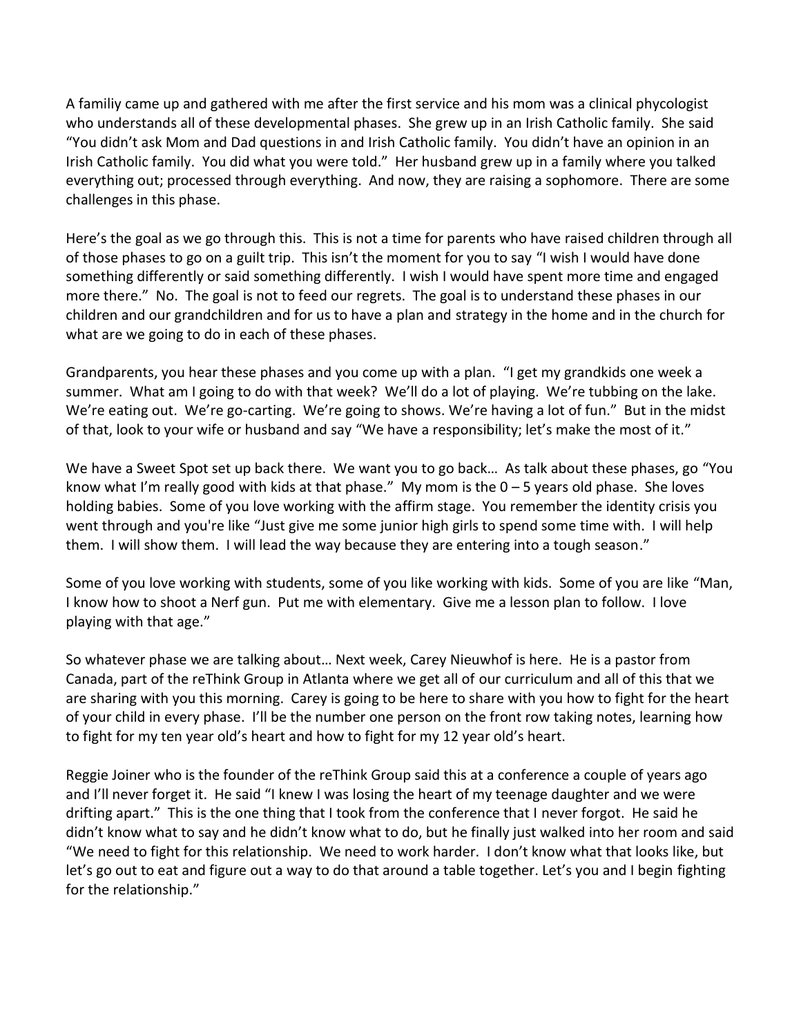A familiy came up and gathered with me after the first service and his mom was a clinical phycologist who understands all of these developmental phases. She grew up in an Irish Catholic family. She said "You didn't ask Mom and Dad questions in and Irish Catholic family. You didn't have an opinion in an Irish Catholic family. You did what you were told." Her husband grew up in a family where you talked everything out; processed through everything. And now, they are raising a sophomore. There are some challenges in this phase.

Here's the goal as we go through this. This is not a time for parents who have raised children through all of those phases to go on a guilt trip. This isn't the moment for you to say "I wish I would have done something differently or said something differently. I wish I would have spent more time and engaged more there." No. The goal is not to feed our regrets. The goal is to understand these phases in our children and our grandchildren and for us to have a plan and strategy in the home and in the church for what are we going to do in each of these phases.

Grandparents, you hear these phases and you come up with a plan. "I get my grandkids one week a summer. What am I going to do with that week? We'll do a lot of playing. We're tubbing on the lake. We're eating out. We're go-carting. We're going to shows. We're having a lot of fun." But in the midst of that, look to your wife or husband and say "We have a responsibility; let's make the most of it."

We have a Sweet Spot set up back there. We want you to go back… As talk about these phases, go "You know what I'm really good with kids at that phase." My mom is the 0 – 5 years old phase. She loves holding babies. Some of you love working with the affirm stage. You remember the identity crisis you went through and you're like "Just give me some junior high girls to spend some time with. I will help them. I will show them. I will lead the way because they are entering into a tough season."

Some of you love working with students, some of you like working with kids. Some of you are like "Man, I know how to shoot a Nerf gun. Put me with elementary. Give me a lesson plan to follow. I love playing with that age."

So whatever phase we are talking about… Next week, Carey Nieuwhof is here. He is a pastor from Canada, part of the reThink Group in Atlanta where we get all of our curriculum and all of this that we are sharing with you this morning. Carey is going to be here to share with you how to fight for the heart of your child in every phase. I'll be the number one person on the front row taking notes, learning how to fight for my ten year old's heart and how to fight for my 12 year old's heart.

Reggie Joiner who is the founder of the reThink Group said this at a conference a couple of years ago and I'll never forget it. He said "I knew I was losing the heart of my teenage daughter and we were drifting apart." This is the one thing that I took from the conference that I never forgot. He said he didn't know what to say and he didn't know what to do, but he finally just walked into her room and said "We need to fight for this relationship. We need to work harder. I don't know what that looks like, but let's go out to eat and figure out a way to do that around a table together. Let's you and I begin fighting for the relationship."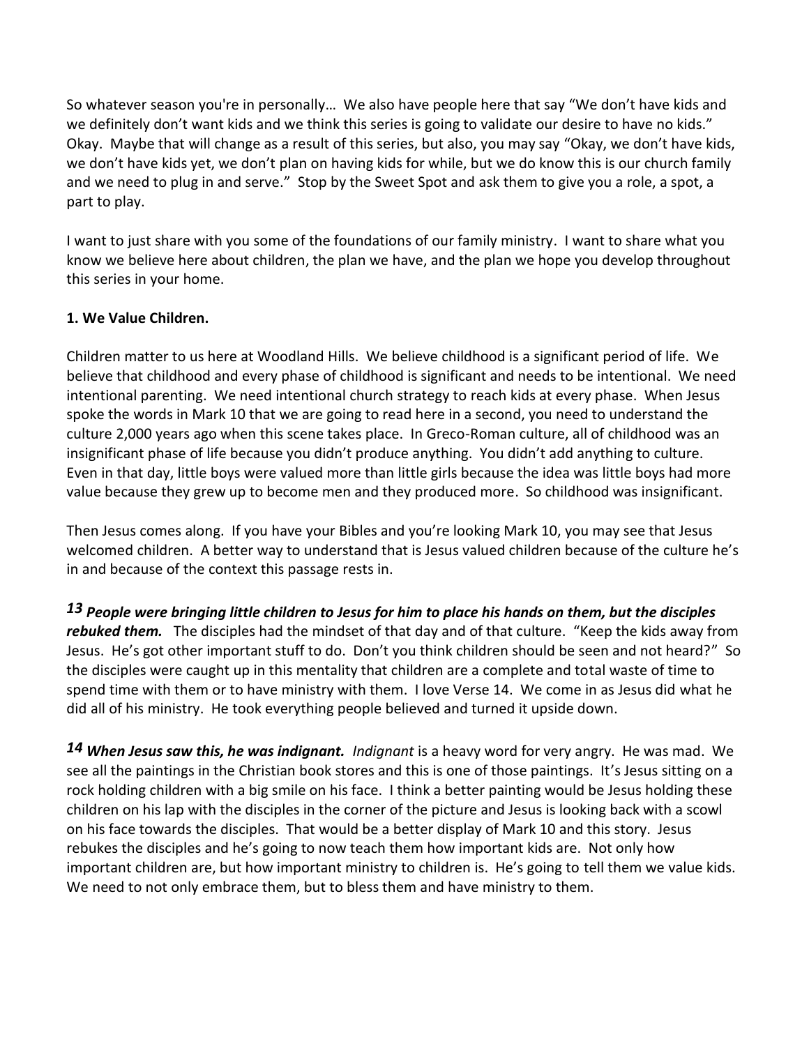So whatever season you're in personally… We also have people here that say "We don't have kids and we definitely don't want kids and we think this series is going to validate our desire to have no kids." Okay. Maybe that will change as a result of this series, but also, you may say "Okay, we don't have kids, we don't have kids yet, we don't plan on having kids for while, but we do know this is our church family and we need to plug in and serve." Stop by the Sweet Spot and ask them to give you a role, a spot, a part to play.

I want to just share with you some of the foundations of our family ministry. I want to share what you know we believe here about children, the plan we have, and the plan we hope you develop throughout this series in your home.

**1. We Value Children.**

Children matter to us here at Woodland Hills. We believe childhood is a significant period of life. We believe that childhood and every phase of childhood is significant and needs to be intentional. We need intentional parenting. We need intentional church strategy to reach kids at every phase. When Jesus spoke the words in Mark 10 that we are going to read here in a second, you need to understand the culture 2,000 years ago when this scene takes place. In Greco-Roman culture, all of childhood was an insignificant phase of life because you didn't produce anything. You didn't add anything to culture. Even in that day, little boys were valued more than little girls because the idea was little boys had more value because they grew up to become men and they produced more. So childhood was insignificant.

Then Jesus comes along. If you have your Bibles and you're looking Mark 10, you may see that Jesus welcomed children. A better way to understand that is Jesus valued children because of the culture he's in and because of the context this passage rests in.

***13 People were bringing little children to Jesus for him to place his hands on them, but the disciples rebuked them.*** The disciples had the mindset of that day and of that culture. "Keep the kids away from Jesus. He's got other important stuff to do. Don't you think children should be seen and not heard?" So the disciples were caught up in this mentality that children are a complete and total waste of time to spend time with them or to have ministry with them. I love Verse 14. We come in as Jesus did what he did all of his ministry. He took everything people believed and turned it upside down.

***14 When Jesus saw this, he was indignant.*** *Indignant* is a heavy word for very angry. He was mad. We see all the paintings in the Christian book stores and this is one of those paintings. It's Jesus sitting on a rock holding children with a big smile on his face. I think a better painting would be Jesus holding these children on his lap with the disciples in the corner of the picture and Jesus is looking back with a scowl on his face towards the disciples. That would be a better display of Mark 10 and this story. Jesus rebukes the disciples and he's going to now teach them how important kids are. Not only how important children are, but how important ministry to children is. He's going to tell them we value kids. We need to not only embrace them, but to bless them and have ministry to them.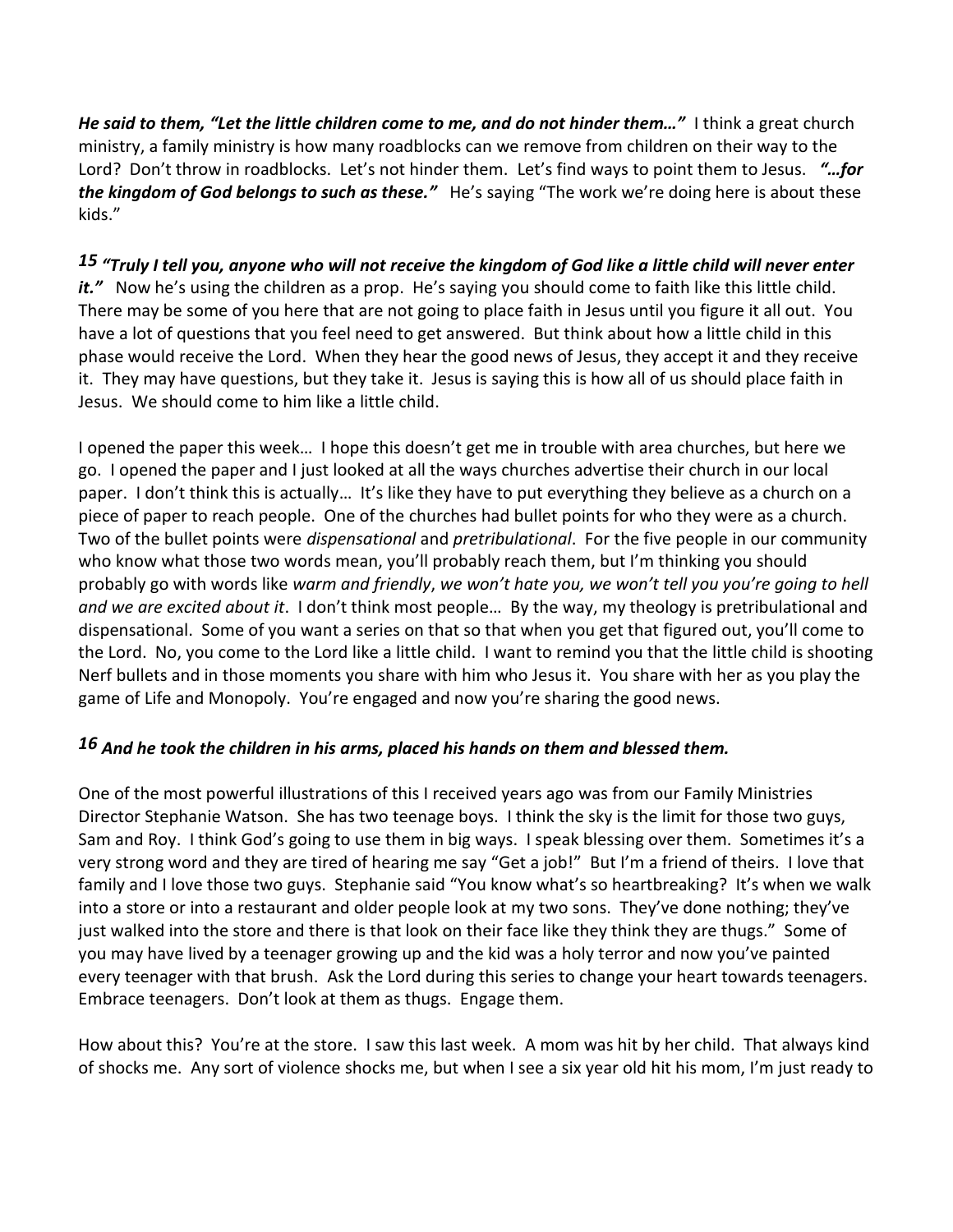***He said to them, "Let the little children come to me, and do not hinder them…"*** I think a great church ministry, a family ministry is how many roadblocks can we remove from children on their way to the Lord? Don't throw in roadblocks. Let's not hinder them. Let's find ways to point them to Jesus. ***"…for the kingdom of God belongs to such as these."*** He's saying "The work we're doing here is about these kids."

***15 "Truly I tell you, anyone who will not receive the kingdom of God like a little child will never enter it."*** Now he's using the children as a prop. He's saying you should come to faith like this little child. There may be some of you here that are not going to place faith in Jesus until you figure it all out. You have a lot of questions that you feel need to get answered. But think about how a little child in this phase would receive the Lord. When they hear the good news of Jesus, they accept it and they receive it. They may have questions, but they take it. Jesus is saying this is how all of us should place faith in Jesus. We should come to him like a little child.

I opened the paper this week… I hope this doesn't get me in trouble with area churches, but here we go. I opened the paper and I just looked at all the ways churches advertise their church in our local paper. I don't think this is actually… It's like they have to put everything they believe as a church on a piece of paper to reach people. One of the churches had bullet points for who they were as a church. Two of the bullet points were *dispensational* and *pretribulational*. For the five people in our community who know what those two words mean, you'll probably reach them, but I'm thinking you should probably go with words like *warm and friendly*, *we won't hate you, we won't tell you you're going to hell and we are excited about it*. I don't think most people… By the way, my theology is pretribulational and dispensational. Some of you want a series on that so that when you get that figured out, you'll come to the Lord. No, you come to the Lord like a little child. I want to remind you that the little child is shooting Nerf bullets and in those moments you share with him who Jesus it. You share with her as you play the game of Life and Monopoly. You're engaged and now you're sharing the good news.

***16 And he took the children in his arms, placed his hands on them and blessed them.***

One of the most powerful illustrations of this I received years ago was from our Family Ministries Director Stephanie Watson. She has two teenage boys. I think the sky is the limit for those two guys, Sam and Roy. I think God's going to use them in big ways. I speak blessing over them. Sometimes it's a very strong word and they are tired of hearing me say "Get a job!" But I'm a friend of theirs. I love that family and I love those two guys. Stephanie said "You know what's so heartbreaking? It's when we walk into a store or into a restaurant and older people look at my two sons. They've done nothing; they've just walked into the store and there is that look on their face like they think they are thugs." Some of you may have lived by a teenager growing up and the kid was a holy terror and now you've painted every teenager with that brush. Ask the Lord during this series to change your heart towards teenagers. Embrace teenagers. Don't look at them as thugs. Engage them.

How about this? You're at the store. I saw this last week. A mom was hit by her child. That always kind of shocks me. Any sort of violence shocks me, but when I see a six year old hit his mom, I'm just ready to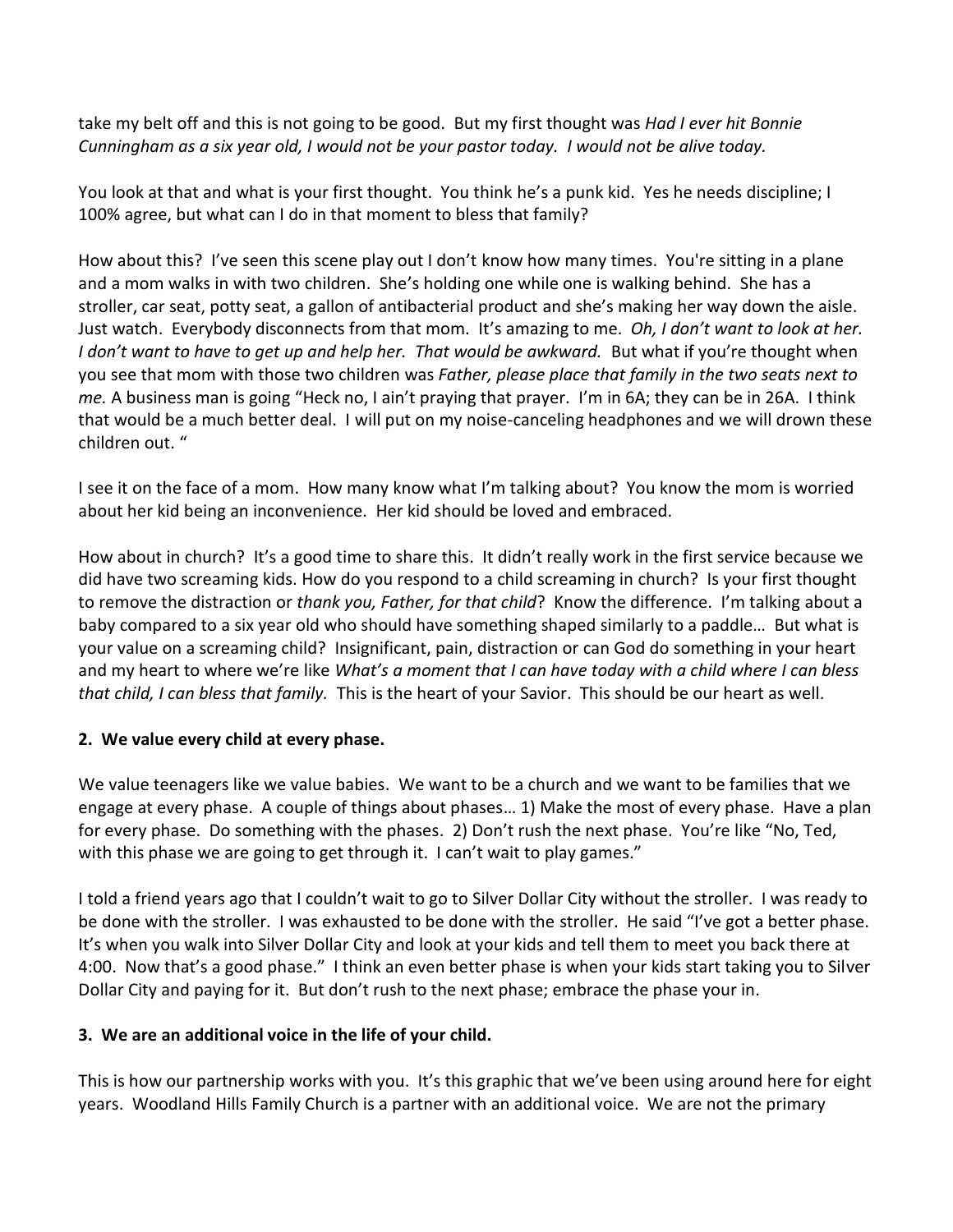take my belt off and this is not going to be good. But my first thought was *Had I ever hit Bonnie Cunningham as a six year old, I would not be your pastor today. I would not be alive today.*

You look at that and what is your first thought. You think he's a punk kid. Yes he needs discipline; I 100% agree, but what can I do in that moment to bless that family?

How about this? I've seen this scene play out I don't know how many times. You're sitting in a plane and a mom walks in with two children. She's holding one while one is walking behind. She has a stroller, car seat, potty seat, a gallon of antibacterial product and she's making her way down the aisle. Just watch. Everybody disconnects from that mom. It's amazing to me. *Oh, I don't want to look at her. I don't want to have to get up and help her. That would be awkward.* But what if you're thought when you see that mom with those two children was *Father, please place that family in the two seats next to me.* A business man is going "Heck no, I ain't praying that prayer. I'm in 6A; they can be in 26A. I think that would be a much better deal. I will put on my noise-canceling headphones and we will drown these children out. "

I see it on the face of a mom. How many know what I'm talking about? You know the mom is worried about her kid being an inconvenience. Her kid should be loved and embraced.

How about in church? It's a good time to share this. It didn't really work in the first service because we did have two screaming kids. How do you respond to a child screaming in church? Is your first thought to remove the distraction or *thank you, Father, for that child*? Know the difference. I'm talking about a baby compared to a six year old who should have something shaped similarly to a paddle… But what is your value on a screaming child? Insignificant, pain, distraction or can God do something in your heart and my heart to where we're like *What's a moment that I can have today with a child where I can bless that child, I can bless that family.* This is the heart of your Savior. This should be our heart as well.

**2. We value every child at every phase.**

We value teenagers like we value babies. We want to be a church and we want to be families that we engage at every phase. A couple of things about phases… 1) Make the most of every phase. Have a plan for every phase. Do something with the phases. 2) Don't rush the next phase. You're like "No, Ted, with this phase we are going to get through it. I can't wait to play games."

I told a friend years ago that I couldn't wait to go to Silver Dollar City without the stroller. I was ready to be done with the stroller. I was exhausted to be done with the stroller. He said "I've got a better phase. It's when you walk into Silver Dollar City and look at your kids and tell them to meet you back there at 4:00. Now that's a good phase." I think an even better phase is when your kids start taking you to Silver Dollar City and paying for it. But don't rush to the next phase; embrace the phase your in.

**3. We are an additional voice in the life of your child.**

This is how our partnership works with you. It's this graphic that we've been using around here for eight years. Woodland Hills Family Church is a partner with an additional voice. We are not the primary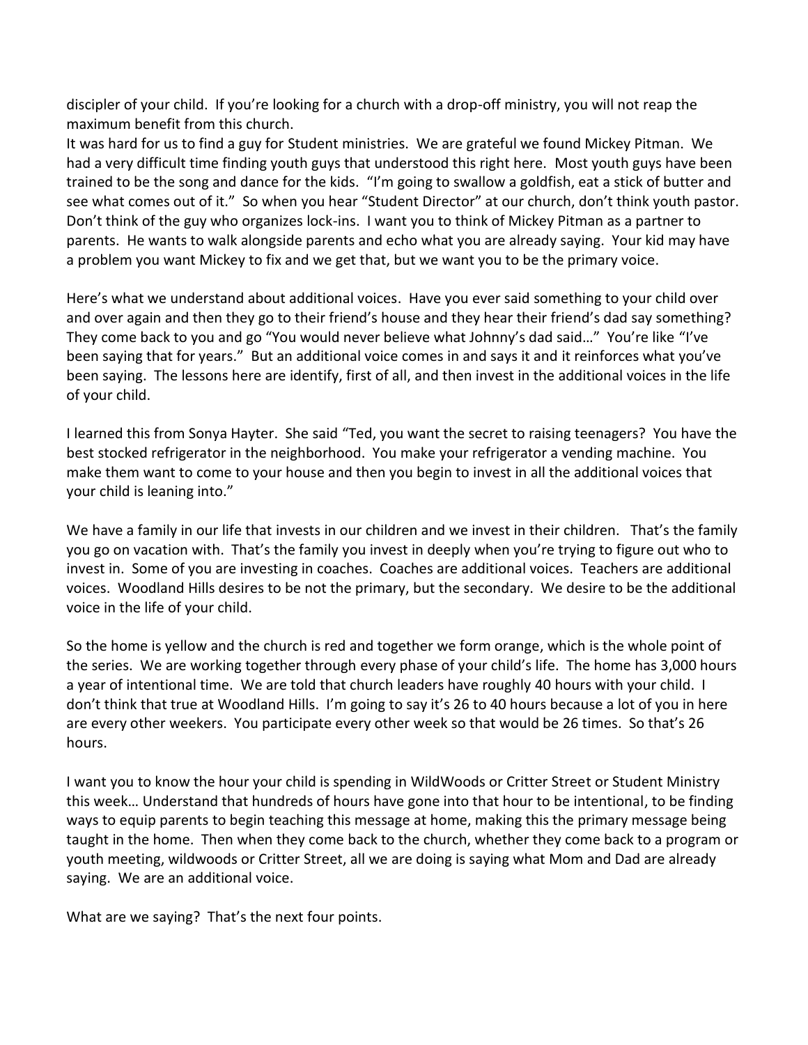discipler of your child. If you're looking for a church with a drop-off ministry, you will not reap the maximum benefit from this church.
It was hard for us to find a guy for Student ministries. We are grateful we found Mickey Pitman. We had a very difficult time finding youth guys that understood this right here. Most youth guys have been trained to be the song and dance for the kids. "I'm going to swallow a goldfish, eat a stick of butter and see what comes out of it." So when you hear "Student Director" at our church, don't think youth pastor. Don't think of the guy who organizes lock-ins. I want you to think of Mickey Pitman as a partner to parents. He wants to walk alongside parents and echo what you are already saying. Your kid may have a problem you want Mickey to fix and we get that, but we want you to be the primary voice.

Here's what we understand about additional voices. Have you ever said something to your child over and over again and then they go to their friend's house and they hear their friend's dad say something? They come back to you and go "You would never believe what Johnny's dad said…" You're like "I've been saying that for years." But an additional voice comes in and says it and it reinforces what you've been saying. The lessons here are identify, first of all, and then invest in the additional voices in the life of your child.

I learned this from Sonya Hayter. She said "Ted, you want the secret to raising teenagers? You have the best stocked refrigerator in the neighborhood. You make your refrigerator a vending machine. You make them want to come to your house and then you begin to invest in all the additional voices that your child is leaning into."

We have a family in our life that invests in our children and we invest in their children. That's the family you go on vacation with. That's the family you invest in deeply when you're trying to figure out who to invest in. Some of you are investing in coaches. Coaches are additional voices. Teachers are additional voices. Woodland Hills desires to be not the primary, but the secondary. We desire to be the additional voice in the life of your child.

So the home is yellow and the church is red and together we form orange, which is the whole point of the series. We are working together through every phase of your child's life. The home has 3,000 hours a year of intentional time. We are told that church leaders have roughly 40 hours with your child. I don't think that true at Woodland Hills. I'm going to say it's 26 to 40 hours because a lot of you in here are every other weekers. You participate every other week so that would be 26 times. So that's 26 hours.

I want you to know the hour your child is spending in WildWoods or Critter Street or Student Ministry this week… Understand that hundreds of hours have gone into that hour to be intentional, to be finding ways to equip parents to begin teaching this message at home, making this the primary message being taught in the home. Then when they come back to the church, whether they come back to a program or youth meeting, wildwoods or Critter Street, all we are doing is saying what Mom and Dad are already saying. We are an additional voice.

What are we saying? That's the next four points.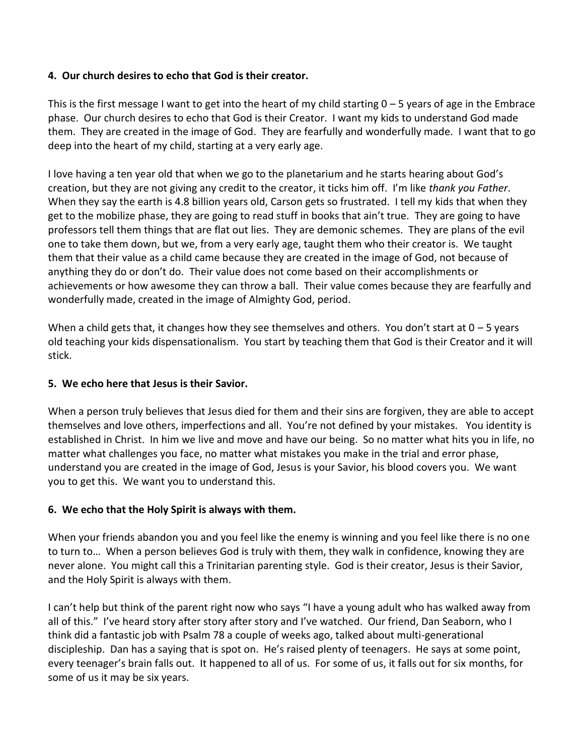**4. Our church desires to echo that God is their creator.**

This is the first message I want to get into the heart of my child starting 0 – 5 years of age in the Embrace phase. Our church desires to echo that God is their Creator. I want my kids to understand God made them. They are created in the image of God. They are fearfully and wonderfully made. I want that to go deep into the heart of my child, starting at a very early age.

I love having a ten year old that when we go to the planetarium and he starts hearing about God's creation, but they are not giving any credit to the creator, it ticks him off. I'm like *thank you Father*. When they say the earth is 4.8 billion years old, Carson gets so frustrated. I tell my kids that when they get to the mobilize phase, they are going to read stuff in books that ain't true. They are going to have professors tell them things that are flat out lies. They are demonic schemes. They are plans of the evil one to take them down, but we, from a very early age, taught them who their creator is. We taught them that their value as a child came because they are created in the image of God, not because of anything they do or don't do. Their value does not come based on their accomplishments or achievements or how awesome they can throw a ball. Their value comes because they are fearfully and wonderfully made, created in the image of Almighty God, period.

When a child gets that, it changes how they see themselves and others. You don't start at 0 – 5 years old teaching your kids dispensationalism. You start by teaching them that God is their Creator and it will stick.

**5. We echo here that Jesus is their Savior.**

When a person truly believes that Jesus died for them and their sins are forgiven, they are able to accept themselves and love others, imperfections and all. You're not defined by your mistakes. You identity is established in Christ. In him we live and move and have our being. So no matter what hits you in life, no matter what challenges you face, no matter what mistakes you make in the trial and error phase, understand you are created in the image of God, Jesus is your Savior, his blood covers you. We want you to get this. We want you to understand this.

**6. We echo that the Holy Spirit is always with them.**

When your friends abandon you and you feel like the enemy is winning and you feel like there is no one to turn to… When a person believes God is truly with them, they walk in confidence, knowing they are never alone. You might call this a Trinitarian parenting style. God is their creator, Jesus is their Savior, and the Holy Spirit is always with them.

I can't help but think of the parent right now who says "I have a young adult who has walked away from all of this." I've heard story after story after story and I've watched. Our friend, Dan Seaborn, who I think did a fantastic job with Psalm 78 a couple of weeks ago, talked about multi-generational discipleship. Dan has a saying that is spot on. He's raised plenty of teenagers. He says at some point, every teenager's brain falls out. It happened to all of us. For some of us, it falls out for six months, for some of us it may be six years.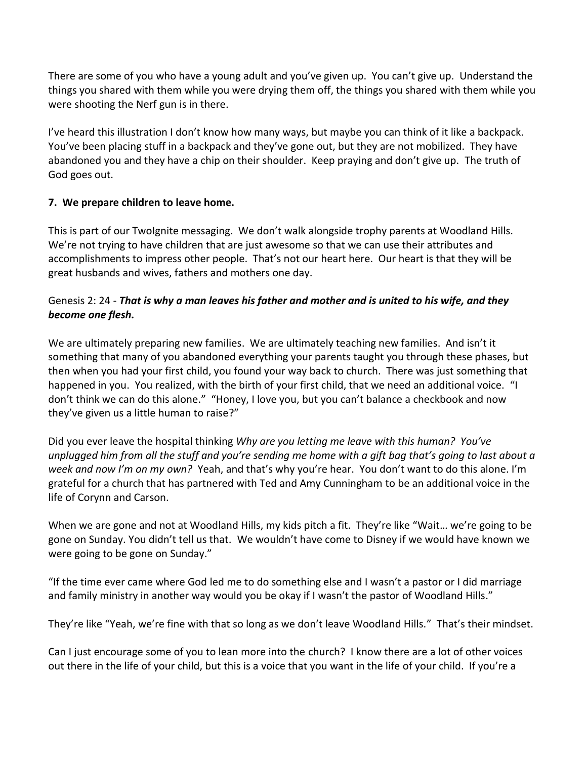There are some of you who have a young adult and you've given up. You can't give up. Understand the things you shared with them while you were drying them off, the things you shared with them while you were shooting the Nerf gun is in there.

I've heard this illustration I don't know how many ways, but maybe you can think of it like a backpack. You've been placing stuff in a backpack and they've gone out, but they are not mobilized. They have abandoned you and they have a chip on their shoulder. Keep praying and don't give up. The truth of God goes out.

**7. We prepare children to leave home.**

This is part of our TwoIgnite messaging. We don't walk alongside trophy parents at Woodland Hills. We're not trying to have children that are just awesome so that we can use their attributes and accomplishments to impress other people. That's not our heart here. Our heart is that they will be great husbands and wives, fathers and mothers one day.

Genesis 2: 24 - ***That is why a man leaves his father and mother and is united to his wife, and they become one flesh.***

We are ultimately preparing new families. We are ultimately teaching new families. And isn't it something that many of you abandoned everything your parents taught you through these phases, but then when you had your first child, you found your way back to church. There was just something that happened in you. You realized, with the birth of your first child, that we need an additional voice. "I don't think we can do this alone." "Honey, I love you, but you can't balance a checkbook and now they've given us a little human to raise?"

Did you ever leave the hospital thinking *Why are you letting me leave with this human? You've unplugged him from all the stuff and you're sending me home with a gift bag that's going to last about a week and now I'm on my own?* Yeah, and that's why you're hear. You don't want to do this alone. I'm grateful for a church that has partnered with Ted and Amy Cunningham to be an additional voice in the life of Corynn and Carson.

When we are gone and not at Woodland Hills, my kids pitch a fit. They're like "Wait… we're going to be gone on Sunday. You didn't tell us that. We wouldn't have come to Disney if we would have known we were going to be gone on Sunday."

"If the time ever came where God led me to do something else and I wasn't a pastor or I did marriage and family ministry in another way would you be okay if I wasn't the pastor of Woodland Hills."

They're like "Yeah, we're fine with that so long as we don't leave Woodland Hills." That's their mindset.

Can I just encourage some of you to lean more into the church? I know there are a lot of other voices out there in the life of your child, but this is a voice that you want in the life of your child. If you're a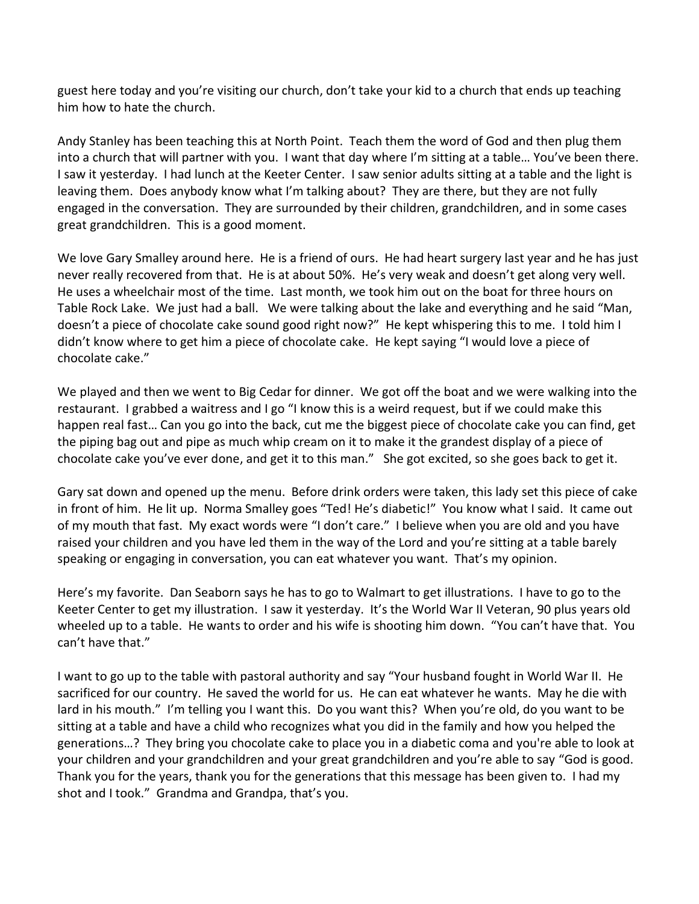guest here today and you're visiting our church, don't take your kid to a church that ends up teaching him how to hate the church.

Andy Stanley has been teaching this at North Point. Teach them the word of God and then plug them into a church that will partner with you. I want that day where I'm sitting at a table… You've been there. I saw it yesterday. I had lunch at the Keeter Center. I saw senior adults sitting at a table and the light is leaving them. Does anybody know what I'm talking about? They are there, but they are not fully engaged in the conversation. They are surrounded by their children, grandchildren, and in some cases great grandchildren. This is a good moment.

We love Gary Smalley around here. He is a friend of ours. He had heart surgery last year and he has just never really recovered from that. He is at about 50%. He's very weak and doesn't get along very well. He uses a wheelchair most of the time. Last month, we took him out on the boat for three hours on Table Rock Lake. We just had a ball. We were talking about the lake and everything and he said "Man, doesn't a piece of chocolate cake sound good right now?" He kept whispering this to me. I told him I didn't know where to get him a piece of chocolate cake. He kept saying "I would love a piece of chocolate cake."

We played and then we went to Big Cedar for dinner. We got off the boat and we were walking into the restaurant. I grabbed a waitress and I go "I know this is a weird request, but if we could make this happen real fast… Can you go into the back, cut me the biggest piece of chocolate cake you can find, get the piping bag out and pipe as much whip cream on it to make it the grandest display of a piece of chocolate cake you've ever done, and get it to this man." She got excited, so she goes back to get it.

Gary sat down and opened up the menu. Before drink orders were taken, this lady set this piece of cake in front of him. He lit up. Norma Smalley goes "Ted! He's diabetic!" You know what I said. It came out of my mouth that fast. My exact words were "I don't care." I believe when you are old and you have raised your children and you have led them in the way of the Lord and you're sitting at a table barely speaking or engaging in conversation, you can eat whatever you want. That's my opinion.

Here's my favorite. Dan Seaborn says he has to go to Walmart to get illustrations. I have to go to the Keeter Center to get my illustration. I saw it yesterday. It's the World War II Veteran, 90 plus years old wheeled up to a table. He wants to order and his wife is shooting him down. "You can't have that. You can't have that."

I want to go up to the table with pastoral authority and say "Your husband fought in World War II. He sacrificed for our country. He saved the world for us. He can eat whatever he wants. May he die with lard in his mouth." I'm telling you I want this. Do you want this? When you're old, do you want to be sitting at a table and have a child who recognizes what you did in the family and how you helped the generations…? They bring you chocolate cake to place you in a diabetic coma and you're able to look at your children and your grandchildren and your great grandchildren and you're able to say "God is good. Thank you for the years, thank you for the generations that this message has been given to. I had my shot and I took." Grandma and Grandpa, that's you.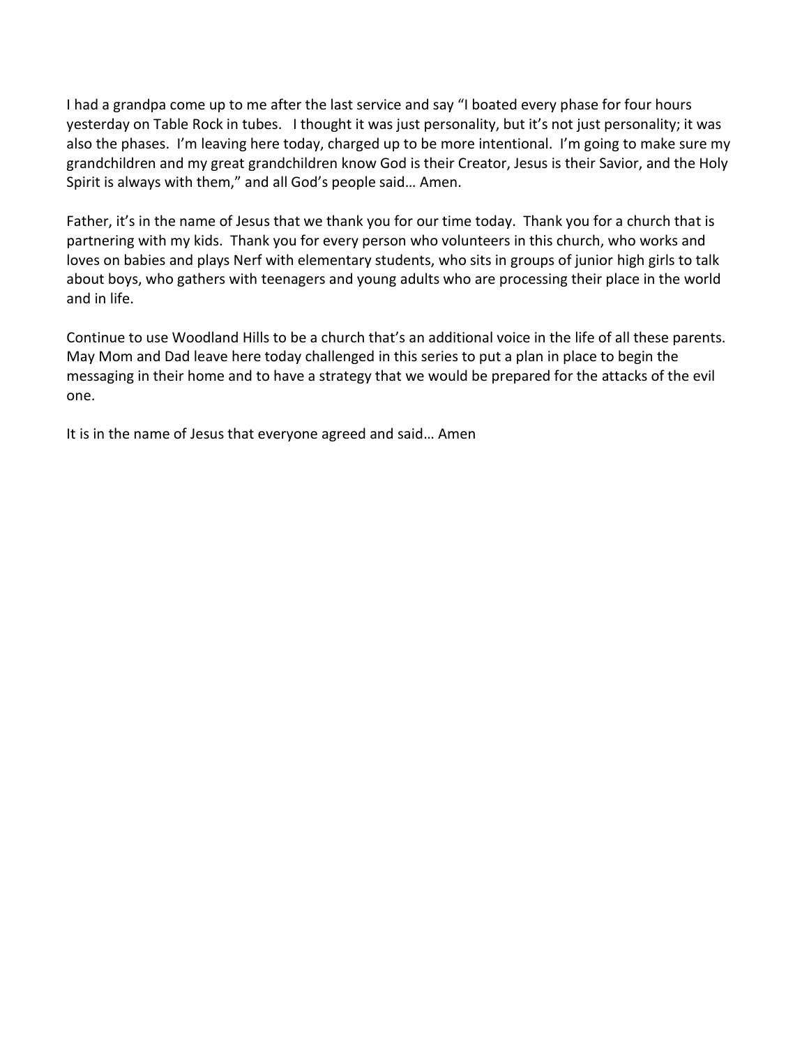I had a grandpa come up to me after the last service and say "I boated every phase for four hours yesterday on Table Rock in tubes. I thought it was just personality, but it's not just personality; it was also the phases. I'm leaving here today, charged up to be more intentional. I'm going to make sure my grandchildren and my great grandchildren know God is their Creator, Jesus is their Savior, and the Holy Spirit is always with them," and all God's people said… Amen.

Father, it's in the name of Jesus that we thank you for our time today. Thank you for a church that is partnering with my kids. Thank you for every person who volunteers in this church, who works and loves on babies and plays Nerf with elementary students, who sits in groups of junior high girls to talk about boys, who gathers with teenagers and young adults who are processing their place in the world and in life.

Continue to use Woodland Hills to be a church that's an additional voice in the life of all these parents. May Mom and Dad leave here today challenged in this series to put a plan in place to begin the messaging in their home and to have a strategy that we would be prepared for the attacks of the evil one.

It is in the name of Jesus that everyone agreed and said… Amen